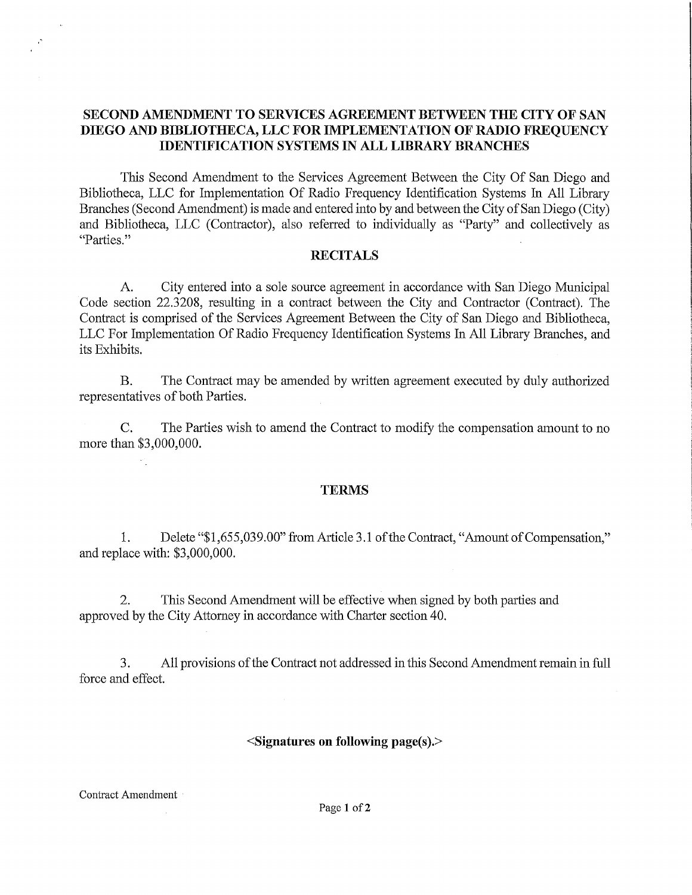# SECOND AMENDMENT TO SERVICES AGREEMENT BETWEEN THE CITY OF SAN DIEGO AND BIBLIOTHECA, LLC FOR IMPLEMENTATION OF RADIO FREQUENCY IDENTIFICATION SYSTEMS IN ALL LIBRARY BRANCHES

This Second Amendment to the Services Agreement Between the City Of San Diego and Bibliotheca, LLC for Implementation Of Radio Frequency Identification Systems In All Library Branches (Second Amendment) is made and entered into by and between the City of San Diego (City) and Bibliotheca, LLC (Contractor), also referred to individually as "Party" and collectively as "Parties."

## RECITALS

A. City entered into a sole source agreement in accordance with San Diego Municipal Code section 22.3208, resulting in a contract between the City and Contractor (Contract). The Contract is comprised of the Services Agreement Between the City of San Diego and Bibliotheca, LLC For Implementation Of Radio Frequency Identification Systems In All Library Branches, and its Exhibits.

B. The Contract may be amended by written agreement executed by duly authorized representatives of both Parties.

C. The Parties wish to amend the Contract to modify the compensation amount to no more than $3,000,000.

## TERMS

1. Delete "$1,655,039.00" from Article 3.1 of the Contract, "Amount of Compensation," and replace with: $3,000,000.

2. This Second Amendment will be effective when signed by both parties and approved by the City Attorney in accordance with Charter section 40.

3. All provisions of the Contract not addressed in this Second Amendment remain in full force and effect.

**<Signatures on following page(s).>**

Contract Amendment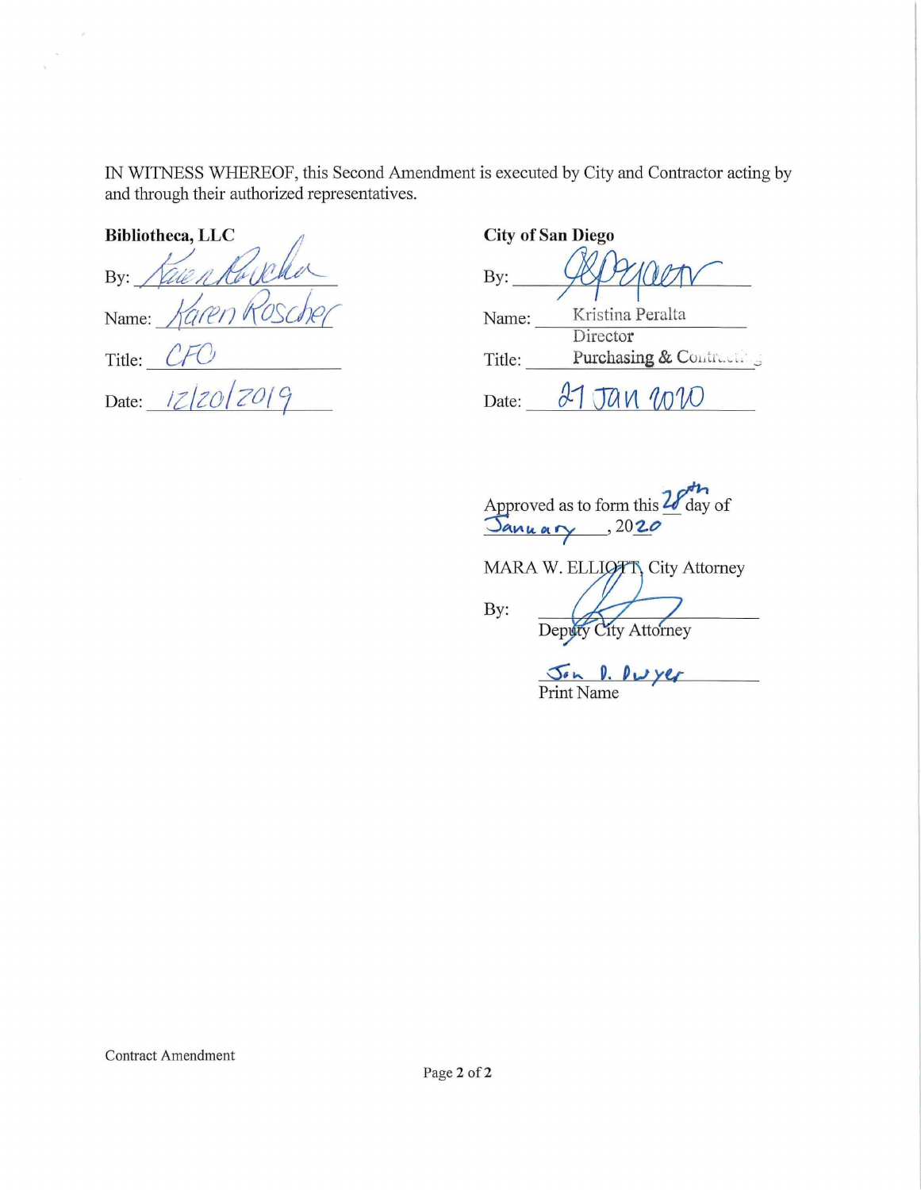IN WITNESS WHEREOF, this Second Amendment is executed by City and Contractor acting by and through their authorized representatives.

**Bibliotheca, LLC**

By: *[signature]*

Name: Karen Roscher

Title: CFO

Date: 12/20/2019

**City of San Diego**

By: *[signature]*

Name: Kristina Peralta
Director

Title: Purchasing & Contracting

Date: 27 Jan 2020

Approved as to form this 28th day of January, 2020

MARA W. ELLIOTT, City Attorney

By: *[signature]*
Deputy City Attorney

Jon D. Dwyer
Print Name

Contract Amendment